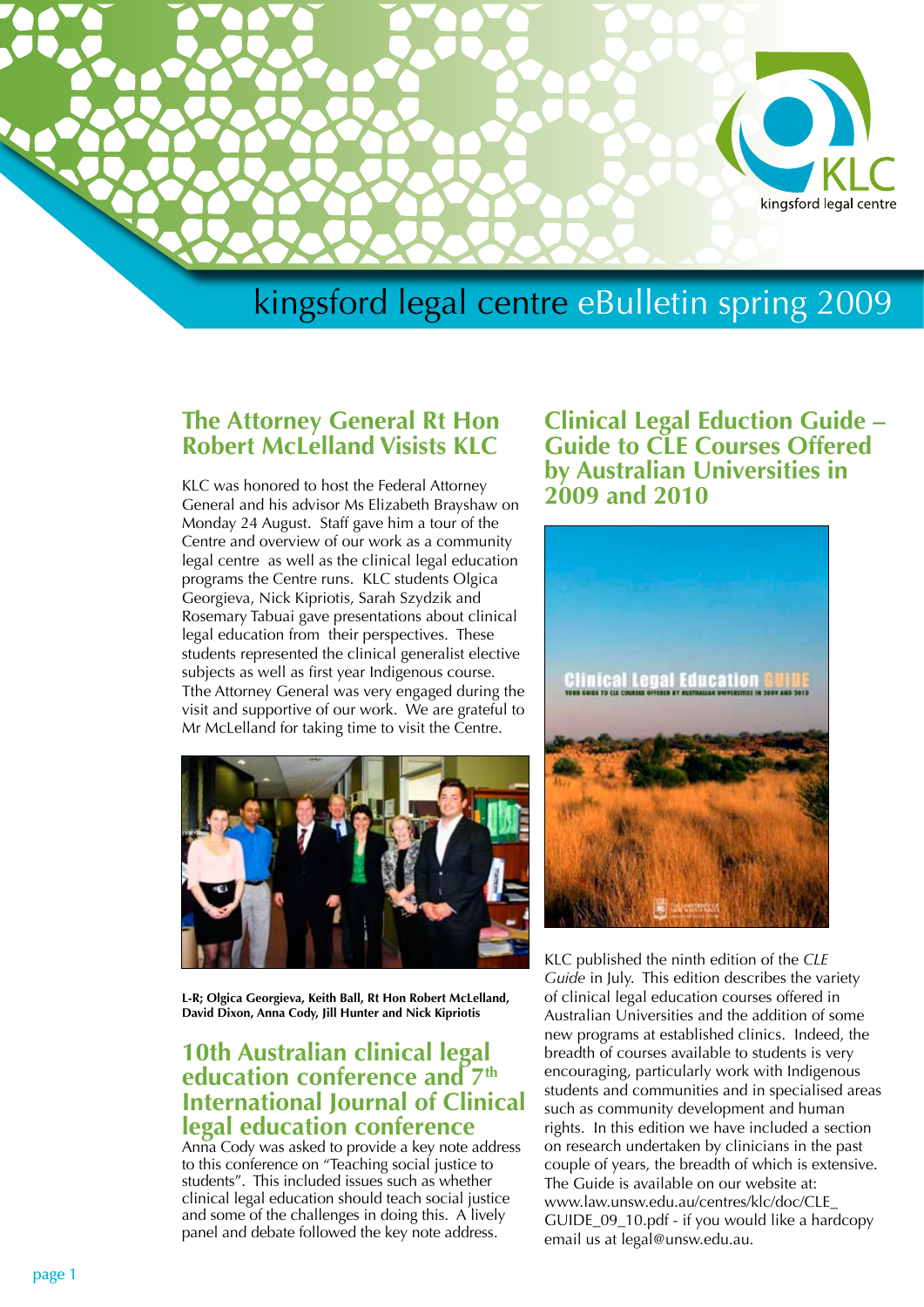# kingsford legal centre eBulletin spring 2009

## The Attorney General Rt Hon Robert McLelland Visists KLC

KLC was honored to host the Federal Attorney General and his advisor Ms Elizabeth Brayshaw on Monday 24 August. Staff gave him a tour of the Centre and overview of our work as a community legal centre as well as the clinical legal education programs the Centre runs. KLC students Olgica Georgieva, Nick Kipriotis, Sarah Szydzik and Rosemary Tabuai gave presentations about clinical legal education from their perspectives. These students represented the clinical generalist elective subjects as well as first year Indigenous course. Tthe Attorney General was very engaged during the visit and supportive of our work. We are grateful to Mr McLelland for taking time to visit the Centre.

**L-R; Olgica Georgieva, Keith Ball, Rt Hon Robert McLelland, David Dixon, Anna Cody, Jill Hunter and Nick Kipriotis**

## 10th Australian clinical legal education conference and 7th International Journal of Clinical legal education conference

Anna Cody was asked to provide a key note address to this conference on "Teaching social justice to students". This included issues such as whether clinical legal education should teach social justice and some of the challenges in doing this. A lively panel and debate followed the key note address.

## Clinical Legal Eduction Guide – Guide to CLE Courses Offered by Australian Universities in 2009 and 2010

KLC published the ninth edition of the *CLE Guide* in July. This edition describes the variety of clinical legal education courses offered in Australian Universities and the addition of some new programs at established clinics. Indeed, the breadth of courses available to students is very encouraging, particularly work with Indigenous students and communities and in specialised areas such as community development and human rights. In this edition we have included a section on research undertaken by clinicians in the past couple of years, the breadth of which is extensive. The Guide is available on our website at: www.law.unsw.edu.au/centres/klc/doc/CLE_GUIDE_09_10.pdf - if you would like a hardcopy email us at legal@unsw.edu.au.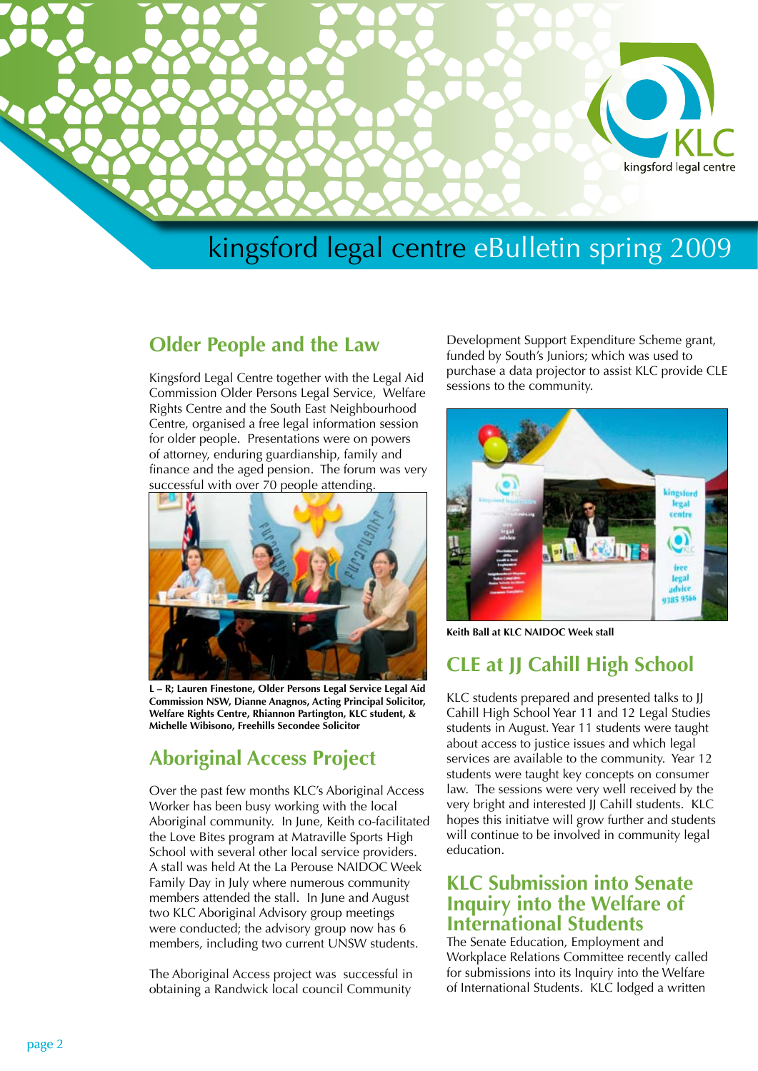# kingsford legal centre eBulletin spring 2009

## Older People and the Law

Kingsford Legal Centre together with the Legal Aid Commission Older Persons Legal Service, Welfare Rights Centre and the South East Neighbourhood Centre, organised a free legal information session for older people. Presentations were on powers of attorney, enduring guardianship, family and finance and the aged pension. The forum was very successful with over 70 people attending.

**L – R; Lauren Finestone, Older Persons Legal Service Legal Aid Commission NSW, Dianne Anagnos, Acting Principal Solicitor, Welfare Rights Centre, Rhiannon Partington, KLC student, & Michelle Wibisono, Freehills Secondee Solicitor**

## Aboriginal Access Project

Over the past few months KLC's Aboriginal Access Worker has been busy working with the local Aboriginal community. In June, Keith co-facilitated the Love Bites program at Matraville Sports High School with several other local service providers. A stall was held At the La Perouse NAIDOC Week Family Day in July where numerous community members attended the stall. In June and August two KLC Aboriginal Advisory group meetings were conducted; the advisory group now has 6 members, including two current UNSW students.

The Aboriginal Access project was successful in obtaining a Randwick local council Community Development Support Expenditure Scheme grant, funded by South's Juniors; which was used to purchase a data projector to assist KLC provide CLE sessions to the community.

**Keith Ball at KLC NAIDOC Week stall**

## CLE at JJ Cahill High School

KLC students prepared and presented talks to JJ Cahill High School Year 11 and 12 Legal Studies students in August. Year 11 students were taught about access to justice issues and which legal services are available to the community. Year 12 students were taught key concepts on consumer law. The sessions were very well received by the very bright and interested JJ Cahill students. KLC hopes this initiatve will grow further and students will continue to be involved in community legal education.

## KLC Submission into Senate Inquiry into the Welfare of International Students

The Senate Education, Employment and Workplace Relations Committee recently called for submissions into its Inquiry into the Welfare of International Students. KLC lodged a written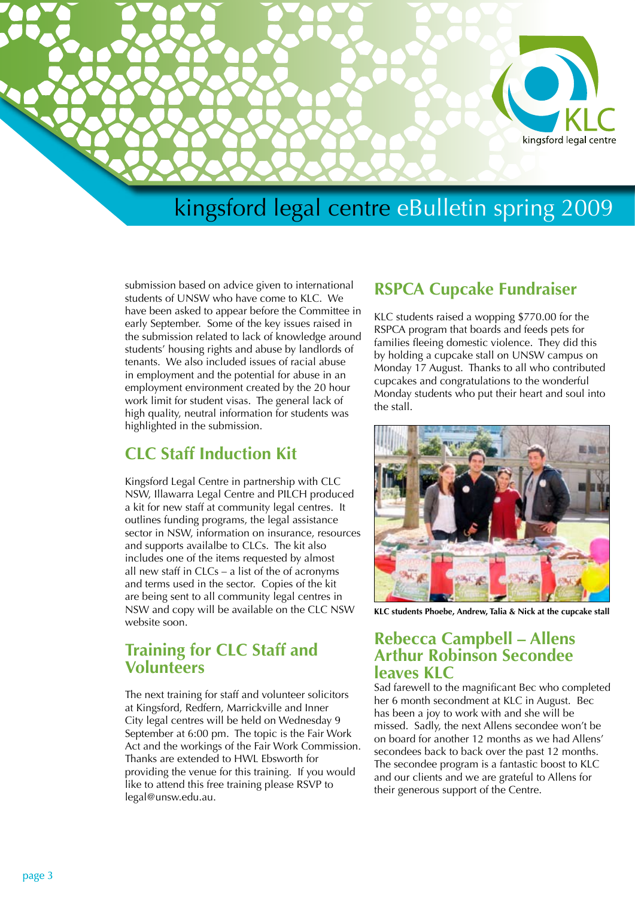submission based on advice given to international students of UNSW who have come to KLC. We have been asked to appear before the Committee in early September. Some of the key issues raised in the submission related to lack of knowledge around students' housing rights and abuse by landlords of tenants. We also included issues of racial abuse in employment and the potential for abuse in an employment environment created by the 20 hour work limit for student visas. The general lack of high quality, neutral information for students was highlighted in the submission.

## CLC Staff Induction Kit

Kingsford Legal Centre in partnership with CLC NSW, Illawarra Legal Centre and PILCH produced a kit for new staff at community legal centres. It outlines funding programs, the legal assistance sector in NSW, information on insurance, resources and supports availalbe to CLCs. The kit also includes one of the items requested by almost all new staff in CLCs – a list of the of acronyms and terms used in the sector. Copies of the kit are being sent to all community legal centres in NSW and copy will be available on the CLC NSW website soon.

## Training for CLC Staff and Volunteers

The next training for staff and volunteer solicitors at Kingsford, Redfern, Marrickville and Inner City legal centres will be held on Wednesday 9 September at 6:00 pm. The topic is the Fair Work Act and the workings of the Fair Work Commission. Thanks are extended to HWL Ebsworth for providing the venue for this training. If you would like to attend this free training please RSVP to legal@unsw.edu.au.

## RSPCA Cupcake Fundraiser

KLC students raised a wopping $770.00 for the RSPCA program that boards and feeds pets for families fleeing domestic violence. They did this by holding a cupcake stall on UNSW campus on Monday 17 August. Thanks to all who contributed cupcakes and congratulations to the wonderful Monday students who put their heart and soul into the stall.

**KLC students Phoebe, Andrew, Talia & Nick at the cupcake stall**

## Rebecca Campbell – Allens Arthur Robinson Secondee leaves KLC

Sad farewell to the magnificant Bec who completed her 6 month secondment at KLC in August. Bec has been a joy to work with and she will be missed. Sadly, the next Allens secondee won't be on board for another 12 months as we had Allens' secondees back to back over the past 12 months. The secondee program is a fantastic boost to KLC and our clients and we are grateful to Allens for their generous support of the Centre.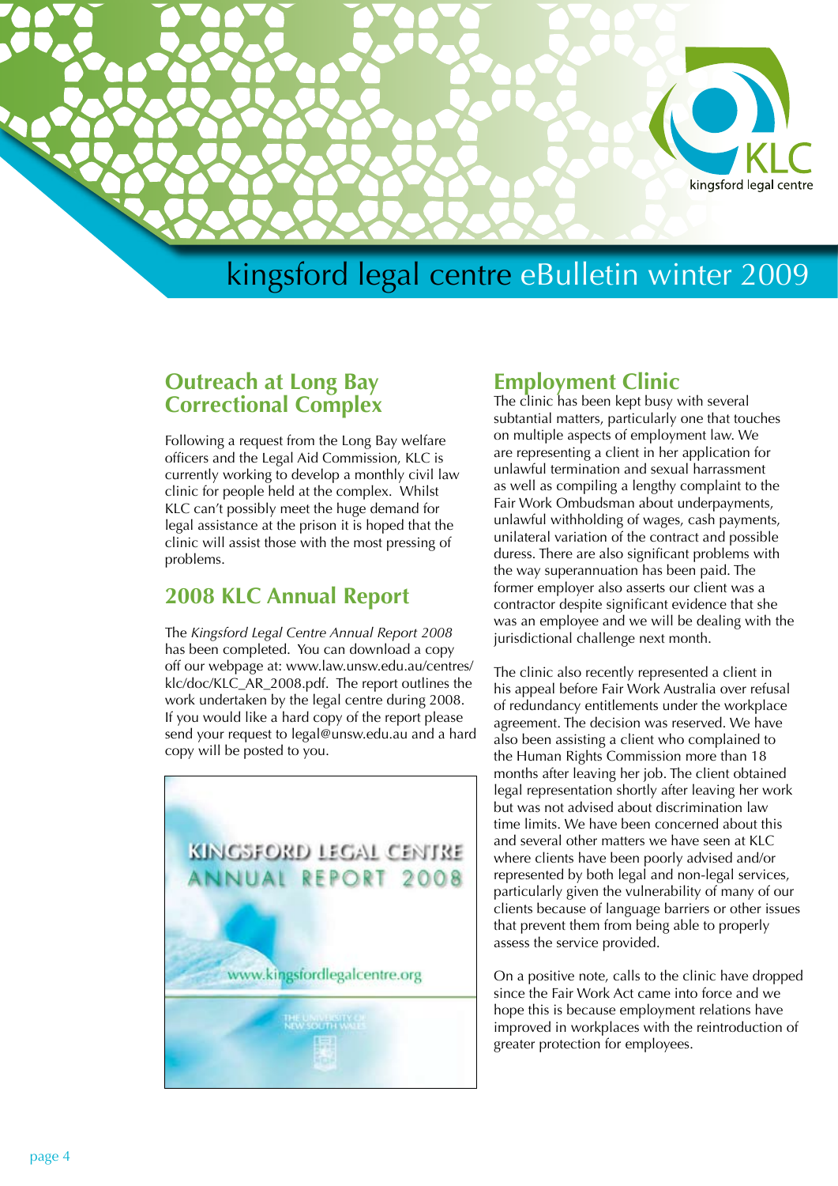# kingsford legal centre eBulletin winter 2009

## Outreach at Long Bay Correctional Complex

Following a request from the Long Bay welfare officers and the Legal Aid Commission, KLC is currently working to develop a monthly civil law clinic for people held at the complex. Whilst KLC can't possibly meet the huge demand for legal assistance at the prison it is hoped that the clinic will assist those with the most pressing of problems.

## 2008 KLC Annual Report

The *Kingsford Legal Centre Annual Report 2008* has been completed. You can download a copy off our webpage at: www.law.unsw.edu.au/centres/klc/doc/KLC_AR_2008.pdf. The report outlines the work undertaken by the legal centre during 2008. If you would like a hard copy of the report please send your request to legal@unsw.edu.au and a hard copy will be posted to you.

KINGSFORD LEGAL CENTRE ANNUAL REPORT 2008

www.kingsfordlegalcentre.org

## Employment Clinic

The clinic has been kept busy with several subtantial matters, particularly one that touches on multiple aspects of employment law. We are representing a client in her application for unlawful termination and sexual harrassment as well as compiling a lengthy complaint to the Fair Work Ombudsman about underpayments, unlawful withholding of wages, cash payments, unilateral variation of the contract and possible duress. There are also significant problems with the way superannuation has been paid. The former employer also asserts our client was a contractor despite significant evidence that she was an employee and we will be dealing with the jurisdictional challenge next month.

The clinic also recently represented a client in his appeal before Fair Work Australia over refusal of redundancy entitlements under the workplace agreement. The decision was reserved. We have also been assisting a client who complained to the Human Rights Commission more than 18 months after leaving her job. The client obtained legal representation shortly after leaving her work but was not advised about discrimination law time limits. We have been concerned about this and several other matters we have seen at KLC where clients have been poorly advised and/or represented by both legal and non-legal services, particularly given the vulnerability of many of our clients because of language barriers or other issues that prevent them from being able to properly assess the service provided.

On a positive note, calls to the clinic have dropped since the Fair Work Act came into force and we hope this is because employment relations have improved in workplaces with the reintroduction of greater protection for employees.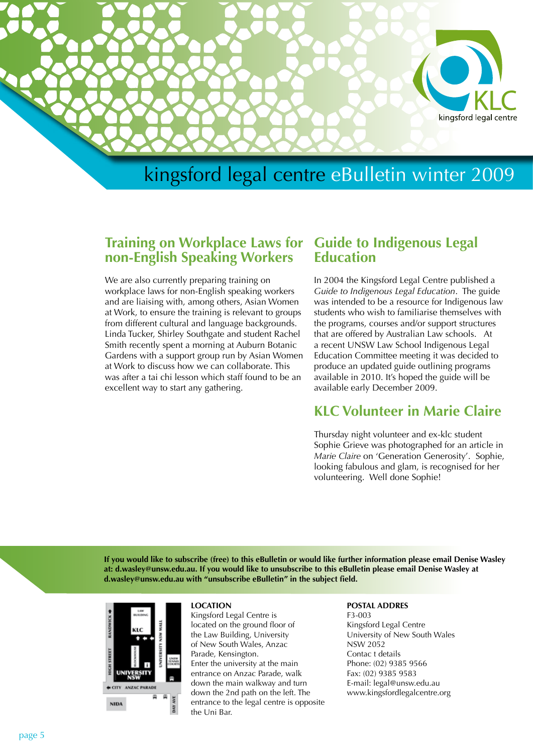# kingsford legal centre eBulletin winter 2009

## Training on Workplace Laws for non-English Speaking Workers

We are also currently preparing training on workplace laws for non-English speaking workers and are liaising with, among others, Asian Women at Work, to ensure the training is relevant to groups from different cultural and language backgrounds. Linda Tucker, Shirley Southgate and student Rachel Smith recently spent a morning at Auburn Botanic Gardens with a support group run by Asian Women at Work to discuss how we can collaborate. This was after a tai chi lesson which staff found to be an excellent way to start any gathering.

## Guide to Indigenous Legal Education

In 2004 the Kingsford Legal Centre published a *Guide to Indigenous Legal Education*. The guide was intended to be a resource for Indigenous law students who wish to familiarise themselves with the programs, courses and/or support structures that are offered by Australian Law schools. At a recent UNSW Law School Indigenous Legal Education Committee meeting it was decided to produce an updated guide outlining programs available in 2010. It's hoped the guide will be available early December 2009.

## KLC Volunteer in Marie Claire

Thursday night volunteer and ex-klc student Sophie Grieve was photographed for an article in *Marie Claire* on 'Generation Generosity'. Sophie, looking fabulous and glam, is recognised for her volunteering. Well done Sophie!

**If you would like to subscribe (free) to this eBulletin or would like further information please email Denise Wasley at: d.wasley@unsw.edu.au. If you would like to unsubscribe to this eBulletin please email Denise Wasley at d.wasley@unsw.edu.au with "unsubscribe eBulletin" in the subject field.**

**LOCATION**

Kingsford Legal Centre is located on the ground floor of the Law Building, University of New South Wales, Anzac Parade, Kensington.
Enter the university at the main entrance on Anzac Parade, walk down the main walkway and turn down the 2nd path on the left. The entrance to the legal centre is opposite the Uni Bar.

**POSTAL ADDRES**

F3-003
Kingsford Legal Centre
University of New South Wales
NSW 2052
Contac t details
Phone: (02) 9385 9566
Fax: (02) 9385 9583
E-mail: legal@unsw.edu.au
www.kingsfordlegalcentre.org